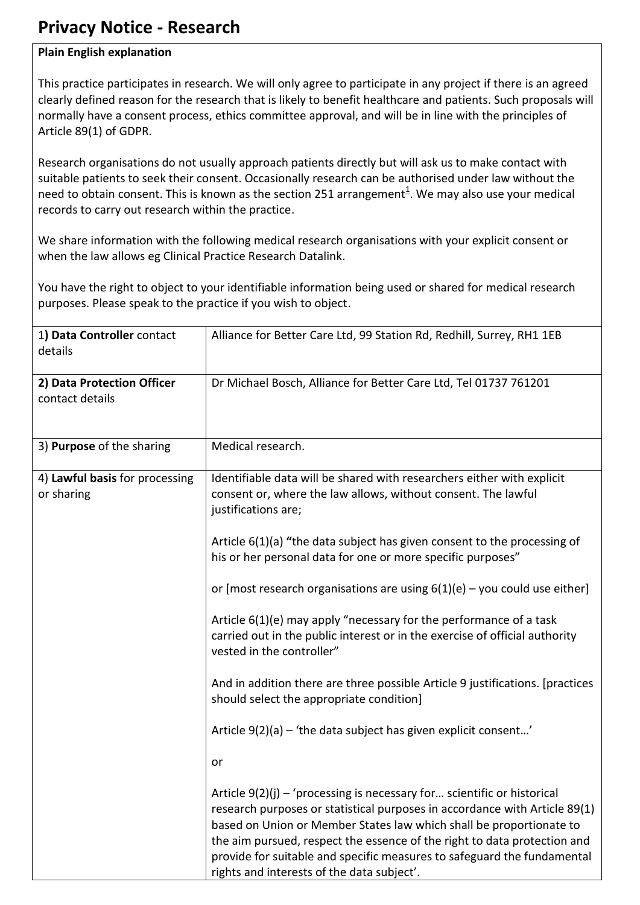# Privacy Notice - Research

**Plain English explanation**

This practice participates in research. We will only agree to participate in any project if there is an agreed clearly defined reason for the research that is likely to benefit healthcare and patients. Such proposals will normally have a consent process, ethics committee approval, and will be in line with the principles of Article 89(1) of GDPR.

Research organisations do not usually approach patients directly but will ask us to make contact with suitable patients to seek their consent. Occasionally research can be authorised under law without the need to obtain consent. This is known as the section 251 arrangement[1]. We may also use your medical records to carry out research within the practice.

We share information with the following medical research organisations with your explicit consent or when the law allows eg Clinical Practice Research Datalink.

You have the right to object to your identifiable information being used or shared for medical research purposes. Please speak to the practice if you wish to object.

| | |
|---|---|
| 1**) Data Controller** contact details | Alliance for Better Care Ltd, 99 Station Rd, Redhill, Surrey, RH1 1EB |
| **2) Data Protection Officer** contact details | Dr Michael Bosch, Alliance for Better Care Ltd, Tel 01737 761201 |
| 3) **Purpose** of the sharing | Medical research. |
| 4) **Lawful basis** for processing or sharing | Identifiable data will be shared with researchers either with explicit consent or, where the law allows, without consent. The lawful justifications are;<br><br>Article 6(1)(a) **"**the data subject has given consent to the processing of his or her personal data for one or more specific purposes"<br><br>or [most research organisations are using 6(1)(e) – you could use either]<br><br>Article 6(1)(e) may apply "necessary for the performance of a task carried out in the public interest or in the exercise of official authority vested in the controller"<br><br>And in addition there are three possible Article 9 justifications. [practices should select the appropriate condition]<br><br>Article 9(2)(a) – 'the data subject has given explicit consent…'<br><br>or<br><br>Article 9(2)(j) – 'processing is necessary for… scientific or historical research purposes or statistical purposes in accordance with Article 89(1) based on Union or Member States law which shall be proportionate to the aim pursued, respect the essence of the right to data protection and provide for suitable and specific measures to safeguard the fundamental rights and interests of the data subject'. |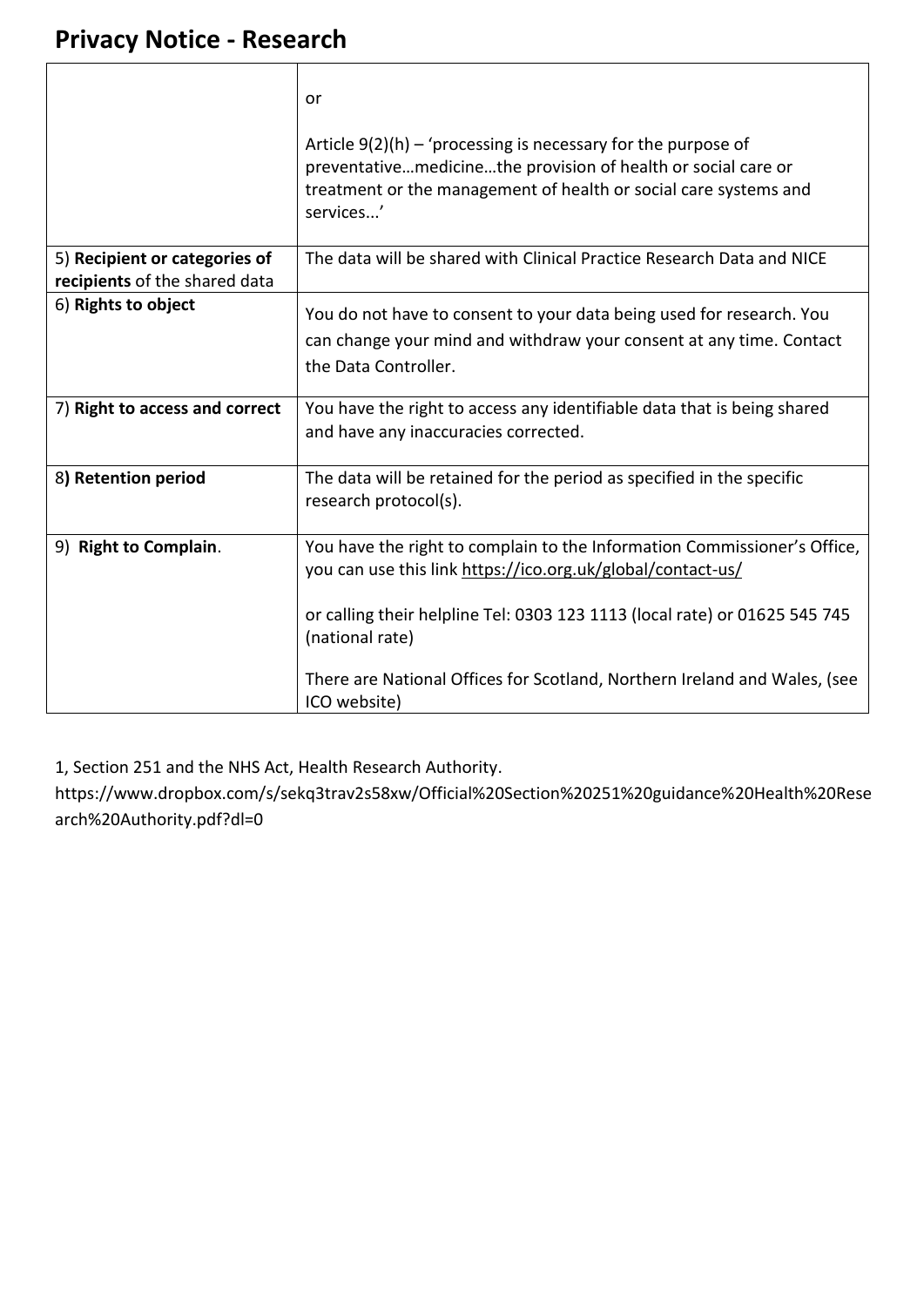# Privacy Notice - Research

| | |
|---|---|
| | or<br><br>Article 9(2)(h) – 'processing is necessary for the purpose of preventative…medicine…the provision of health or social care or treatment or the management of health or social care systems and services...' |
| 5) **Recipient or categories of recipients** of the shared data | The data will be shared with Clinical Practice Research Data and NICE |
| 6) **Rights to object** | You do not have to consent to your data being used for research. You can change your mind and withdraw your consent at any time. Contact the Data Controller. |
| 7) **Right to access and correct** | You have the right to access any identifiable data that is being shared and have any inaccuracies corrected. |
| 8**) Retention period** | The data will be retained for the period as specified in the specific research protocol(s). |
| 9) **Right to Complain**. | You have the right to complain to the Information Commissioner's Office, you can use this link https://ico.org.uk/global/contact-us/<br><br>or calling their helpline Tel: 0303 123 1113 (local rate) or 01625 545 745 (national rate)<br><br>There are National Offices for Scotland, Northern Ireland and Wales, (see ICO website) |

1, Section 251 and the NHS Act, Health Research Authority.
https://www.dropbox.com/s/sekq3trav2s58xw/Official%20Section%20251%20guidance%20Health%20Research%20Authority.pdf?dl=0